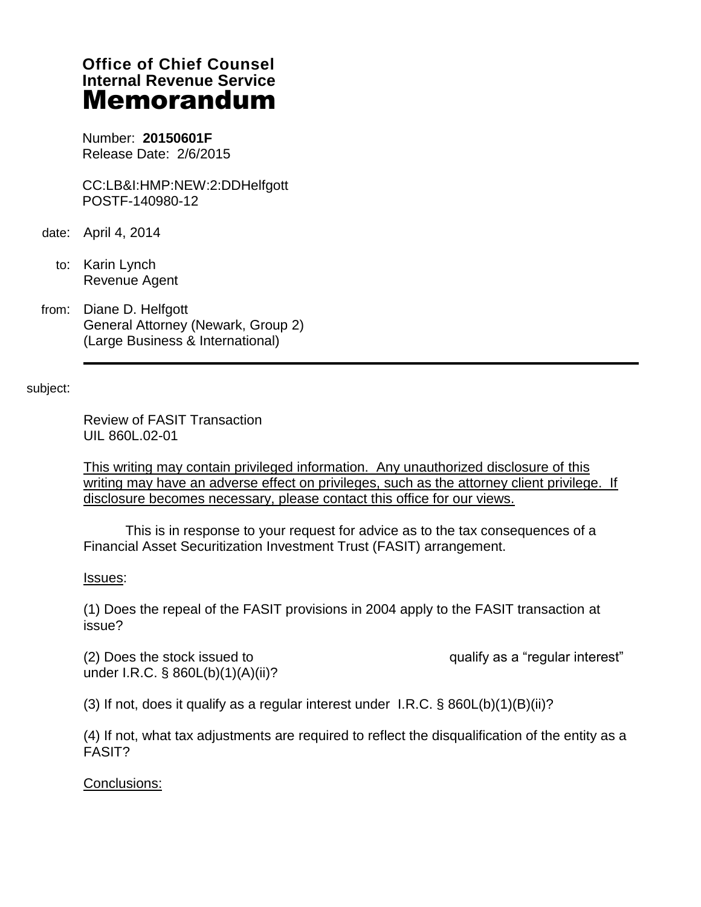**Office of Chief Counsel**
**Internal Revenue Service**
# Memorandum

Number: **20150601F**
Release Date: 2/6/2015

CC:LB&I:HMP:NEW:2:DDHelfgott
POSTF-140980-12

date: April 4, 2014

to: Karin Lynch
Revenue Agent

from: Diane D. Helfgott
General Attorney (Newark, Group 2)
(Large Business & International)

---

subject:

Review of FASIT Transaction
UIL 860L.02-01

This writing may contain privileged information. Any unauthorized disclosure of this writing may have an adverse effect on privileges, such as the attorney client privilege. If disclosure becomes necessary, please contact this office for our views.

This is in response to your request for advice as to the tax consequences of a Financial Asset Securitization Investment Trust (FASIT) arrangement.

Issues:

(1) Does the repeal of the FASIT provisions in 2004 apply to the FASIT transaction at issue?

(2) Does the stock issued to                                        qualify as a "regular interest" under I.R.C. § 860L(b)(1)(A)(ii)?

(3) If not, does it qualify as a regular interest under I.R.C. § 860L(b)(1)(B)(ii)?

(4) If not, what tax adjustments are required to reflect the disqualification of the entity as a FASIT?

Conclusions: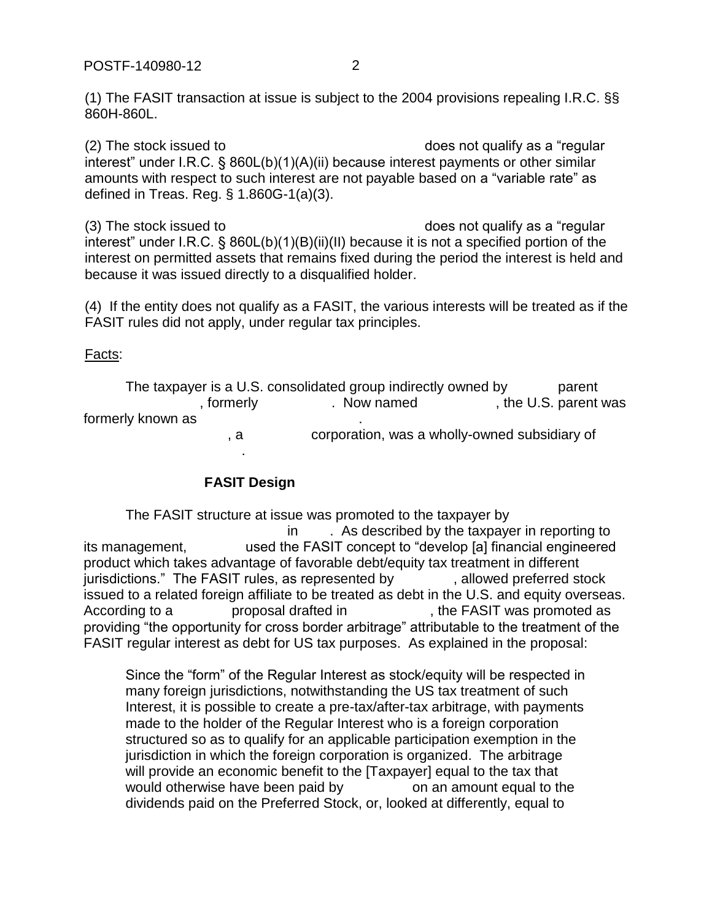(1) The FASIT transaction at issue is subject to the 2004 provisions repealing I.R.C. §§ 860H-860L.

(2) The stock issued to does not qualify as a "regular interest" under I.R.C. § 860L(b)(1)(A)(ii) because interest payments or other similar amounts with respect to such interest are not payable based on a "variable rate" as defined in Treas. Reg. § 1.860G-1(a)(3).

(3) The stock issued to does not qualify as a "regular interest" under I.R.C. § 860L(b)(1)(B)(ii)(II) because it is not a specified portion of the interest on permitted assets that remains fixed during the period the interest is held and because it was issued directly to a disqualified holder.

(4) If the entity does not qualify as a FASIT, the various interests will be treated as if the FASIT rules did not apply, under regular tax principles.

Facts:

The taxpayer is a U.S. consolidated group indirectly owned by parent , formerly . Now named , the U.S. parent was formerly known as .

, a corporation, was a wholly-owned subsidiary of .

**FASIT Design**

The FASIT structure at issue was promoted to the taxpayer by in . As described by the taxpayer in reporting to its management, used the FASIT concept to "develop [a] financial engineered product which takes advantage of favorable debt/equity tax treatment in different jurisdictions." The FASIT rules, as represented by , allowed preferred stock issued to a related foreign affiliate to be treated as debt in the U.S. and equity overseas. According to a proposal drafted in , the FASIT was promoted as providing "the opportunity for cross border arbitrage" attributable to the treatment of the FASIT regular interest as debt for US tax purposes. As explained in the proposal:

> Since the "form" of the Regular Interest as stock/equity will be respected in many foreign jurisdictions, notwithstanding the US tax treatment of such Interest, it is possible to create a pre-tax/after-tax arbitrage, with payments made to the holder of the Regular Interest who is a foreign corporation structured so as to qualify for an applicable participation exemption in the jurisdiction in which the foreign corporation is organized. The arbitrage will provide an economic benefit to the [Taxpayer] equal to the tax that would otherwise have been paid by on an amount equal to the dividends paid on the Preferred Stock, or, looked at differently, equal to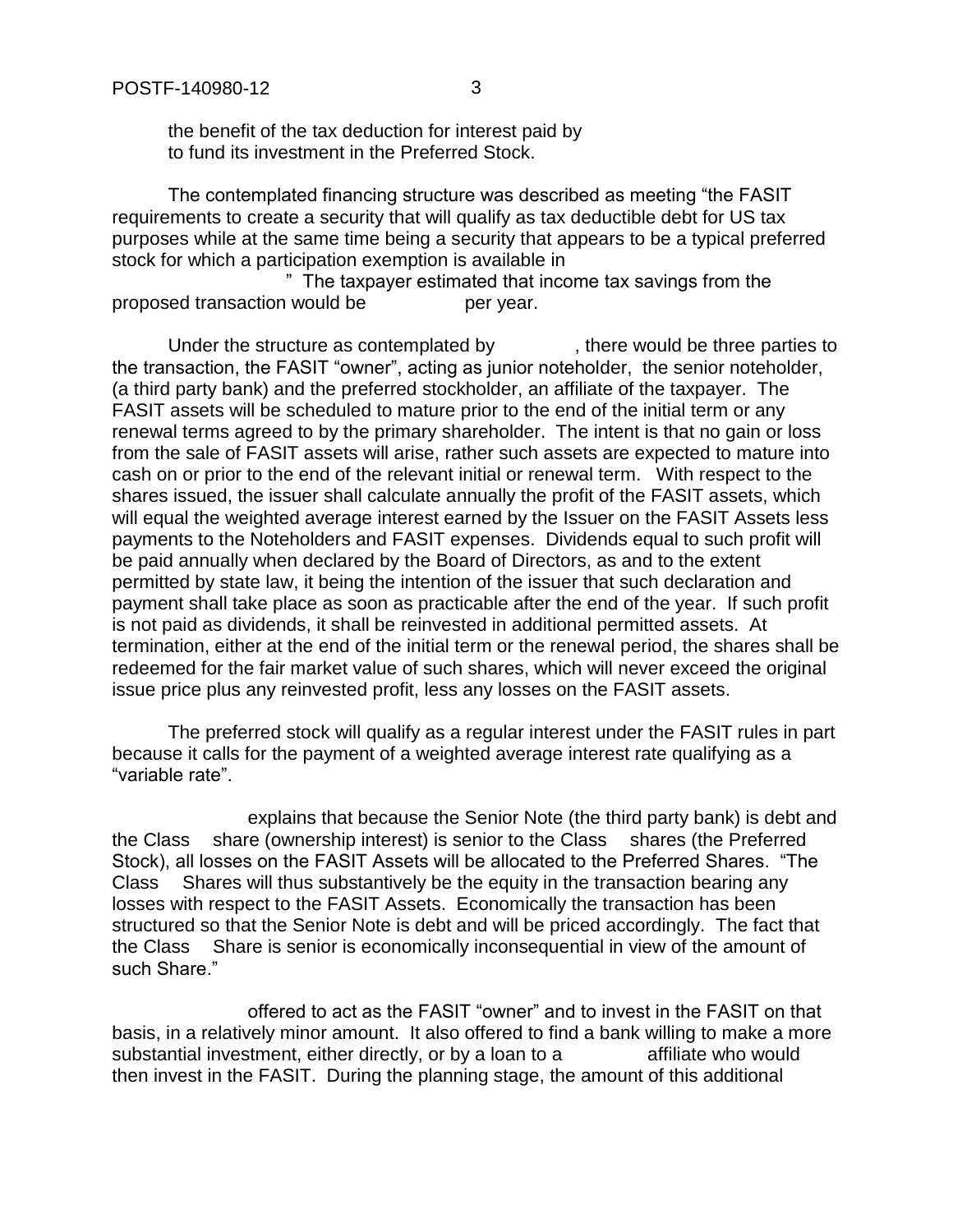the benefit of the tax deduction for interest paid by to fund its investment in the Preferred Stock.

The contemplated financing structure was described as meeting "the FASIT requirements to create a security that will qualify as tax deductible debt for US tax purposes while at the same time being a security that appears to be a typical preferred stock for which a participation exemption is available in " The taxpayer estimated that income tax savings from the proposed transaction would be per year.

Under the structure as contemplated by , there would be three parties to the transaction, the FASIT "owner", acting as junior noteholder, the senior noteholder, (a third party bank) and the preferred stockholder, an affiliate of the taxpayer. The FASIT assets will be scheduled to mature prior to the end of the initial term or any renewal terms agreed to by the primary shareholder. The intent is that no gain or loss from the sale of FASIT assets will arise, rather such assets are expected to mature into cash on or prior to the end of the relevant initial or renewal term. With respect to the shares issued, the issuer shall calculate annually the profit of the FASIT assets, which will equal the weighted average interest earned by the Issuer on the FASIT Assets less payments to the Noteholders and FASIT expenses. Dividends equal to such profit will be paid annually when declared by the Board of Directors, as and to the extent permitted by state law, it being the intention of the issuer that such declaration and payment shall take place as soon as practicable after the end of the year. If such profit is not paid as dividends, it shall be reinvested in additional permitted assets. At termination, either at the end of the initial term or the renewal period, the shares shall be redeemed for the fair market value of such shares, which will never exceed the original issue price plus any reinvested profit, less any losses on the FASIT assets.

The preferred stock will qualify as a regular interest under the FASIT rules in part because it calls for the payment of a weighted average interest rate qualifying as a "variable rate".

explains that because the Senior Note (the third party bank) is debt and the Class share (ownership interest) is senior to the Class shares (the Preferred Stock), all losses on the FASIT Assets will be allocated to the Preferred Shares. "The Class Shares will thus substantively be the equity in the transaction bearing any losses with respect to the FASIT Assets. Economically the transaction has been structured so that the Senior Note is debt and will be priced accordingly. The fact that the Class Share is senior is economically inconsequential in view of the amount of such Share."

offered to act as the FASIT "owner" and to invest in the FASIT on that basis, in a relatively minor amount. It also offered to find a bank willing to make a more substantial investment, either directly, or by a loan to a affiliate who would then invest in the FASIT. During the planning stage, the amount of this additional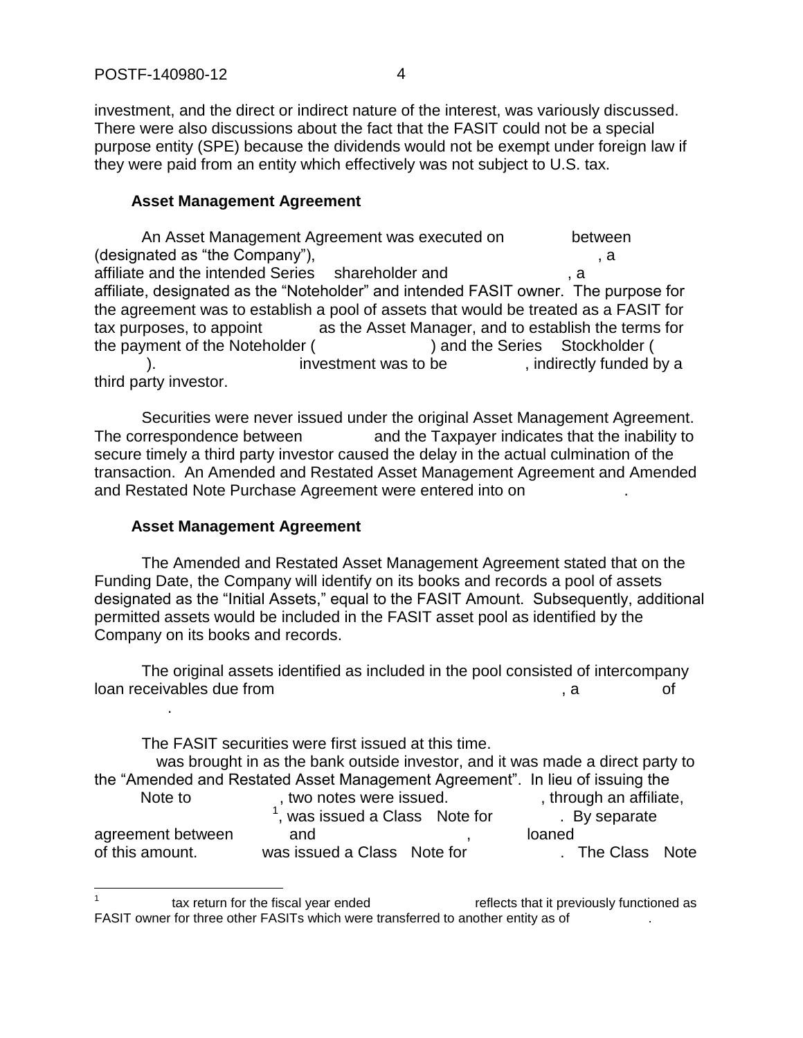investment, and the direct or indirect nature of the interest, was variously discussed. There were also discussions about the fact that the FASIT could not be a special purpose entity (SPE) because the dividends would not be exempt under foreign law if they were paid from an entity which effectively was not subject to U.S. tax.

**Asset Management Agreement**

An Asset Management Agreement was executed on between (designated as "the Company"), , a affiliate and the intended Series shareholder and , a affiliate, designated as the "Noteholder" and intended FASIT owner. The purpose for the agreement was to establish a pool of assets that would be treated as a FASIT for tax purposes, to appoint as the Asset Manager, and to establish the terms for the payment of the Noteholder ( ) and the Series Stockholder ( ). investment was to be , indirectly funded by a third party investor.

Securities were never issued under the original Asset Management Agreement. The correspondence between and the Taxpayer indicates that the inability to secure timely a third party investor caused the delay in the actual culmination of the transaction. An Amended and Restated Asset Management Agreement and Amended and Restated Note Purchase Agreement were entered into on .

**Asset Management Agreement**

The Amended and Restated Asset Management Agreement stated that on the Funding Date, the Company will identify on its books and records a pool of assets designated as the "Initial Assets," equal to the FASIT Amount. Subsequently, additional permitted assets would be included in the FASIT asset pool as identified by the Company on its books and records.

The original assets identified as included in the pool consisted of intercompany loan receivables due from , a of .

The FASIT securities were first issued at this time. was brought in as the bank outside investor, and it was made a direct party to the "Amended and Restated Asset Management Agreement". In lieu of issuing the Note to , two notes were issued. , through an affiliate, [1], was issued a Class Note for . By separate agreement between and , loaned of this amount. was issued a Class Note for . The Class Note

[1] tax return for the fiscal year ended reflects that it previously functioned as FASIT owner for three other FASITs which were transferred to another entity as of .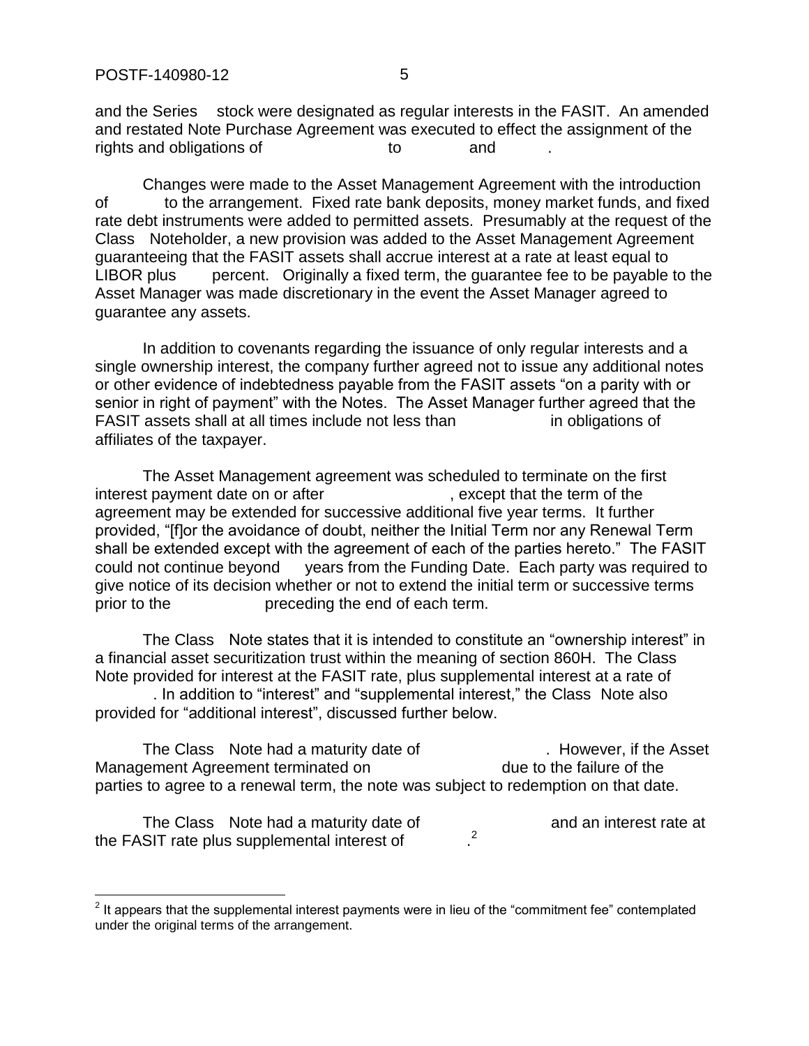and the Series stock were designated as regular interests in the FASIT. An amended and restated Note Purchase Agreement was executed to effect the assignment of the rights and obligations of to and .

Changes were made to the Asset Management Agreement with the introduction of to the arrangement. Fixed rate bank deposits, money market funds, and fixed rate debt instruments were added to permitted assets. Presumably at the request of the Class Noteholder, a new provision was added to the Asset Management Agreement guaranteeing that the FASIT assets shall accrue interest at a rate at least equal to LIBOR plus percent. Originally a fixed term, the guarantee fee to be payable to the Asset Manager was made discretionary in the event the Asset Manager agreed to guarantee any assets.

In addition to covenants regarding the issuance of only regular interests and a single ownership interest, the company further agreed not to issue any additional notes or other evidence of indebtedness payable from the FASIT assets "on a parity with or senior in right of payment" with the Notes. The Asset Manager further agreed that the FASIT assets shall at all times include not less than in obligations of affiliates of the taxpayer.

The Asset Management agreement was scheduled to terminate on the first interest payment date on or after , except that the term of the agreement may be extended for successive additional five year terms. It further provided, "[f]or the avoidance of doubt, neither the Initial Term nor any Renewal Term shall be extended except with the agreement of each of the parties hereto." The FASIT could not continue beyond years from the Funding Date. Each party was required to give notice of its decision whether or not to extend the initial term or successive terms prior to the preceding the end of each term.

The Class Note states that it is intended to constitute an "ownership interest" in a financial asset securitization trust within the meaning of section 860H. The Class Note provided for interest at the FASIT rate, plus supplemental interest at a rate of . In addition to "interest" and "supplemental interest," the Class Note also provided for "additional interest", discussed further below.

The Class Note had a maturity date of . However, if the Asset Management Agreement terminated on due to the failure of the parties to agree to a renewal term, the note was subject to redemption on that date.

The Class Note had a maturity date of and an interest rate at the FASIT rate plus supplemental interest of .[2]

[2] It appears that the supplemental interest payments were in lieu of the "commitment fee" contemplated under the original terms of the arrangement.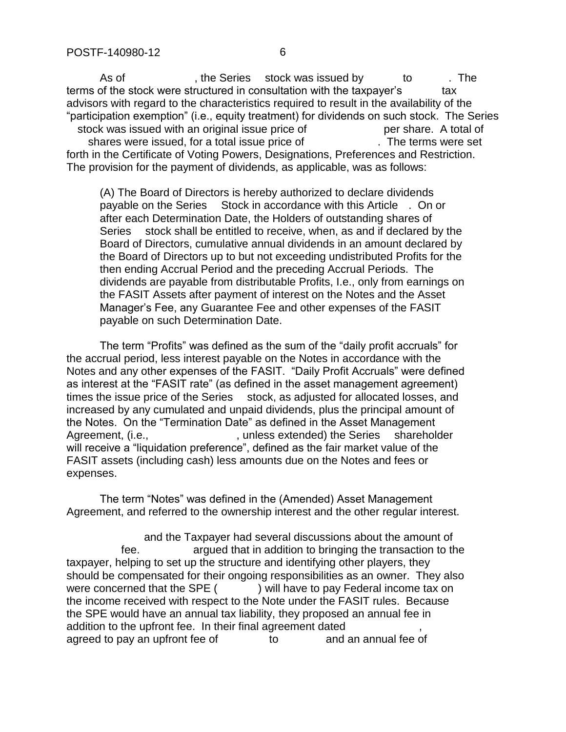As of , the Series stock was issued by to . The terms of the stock were structured in consultation with the taxpayer's tax advisors with regard to the characteristics required to result in the availability of the "participation exemption" (i.e., equity treatment) for dividends on such stock. The Series stock was issued with an original issue price of per share. A total of shares were issued, for a total issue price of . The terms were set forth in the Certificate of Voting Powers, Designations, Preferences and Restriction. The provision for the payment of dividends, as applicable, was as follows:

> (A) The Board of Directors is hereby authorized to declare dividends payable on the Series Stock in accordance with this Article . On or after each Determination Date, the Holders of outstanding shares of Series stock shall be entitled to receive, when, as and if declared by the Board of Directors, cumulative annual dividends in an amount declared by the Board of Directors up to but not exceeding undistributed Profits for the then ending Accrual Period and the preceding Accrual Periods. The dividends are payable from distributable Profits, I.e., only from earnings on the FASIT Assets after payment of interest on the Notes and the Asset Manager's Fee, any Guarantee Fee and other expenses of the FASIT payable on such Determination Date.
>
> The term "Profits" was defined as the sum of the "daily profit accruals" for the accrual period, less interest payable on the Notes in accordance with the Notes and any other expenses of the FASIT. "Daily Profit Accruals" were defined as interest at the "FASIT rate" (as defined in the asset management agreement) times the issue price of the Series stock, as adjusted for allocated losses, and increased by any cumulated and unpaid dividends, plus the principal amount of the Notes. On the "Termination Date" as defined in the Asset Management Agreement, (i.e., , unless extended) the Series shareholder will receive a "liquidation preference", defined as the fair market value of the FASIT assets (including cash) less amounts due on the Notes and fees or expenses.
>
> The term "Notes" was defined in the (Amended) Asset Management Agreement, and referred to the ownership interest and the other regular interest.

and the Taxpayer had several discussions about the amount of fee. argued that in addition to bringing the transaction to the taxpayer, helping to set up the structure and identifying other players, they should be compensated for their ongoing responsibilities as an owner. They also were concerned that the SPE ( ) will have to pay Federal income tax on the income received with respect to the Note under the FASIT rules. Because the SPE would have an annual tax liability, they proposed an annual fee in addition to the upfront fee. In their final agreement dated , agreed to pay an upfront fee of to and an annual fee of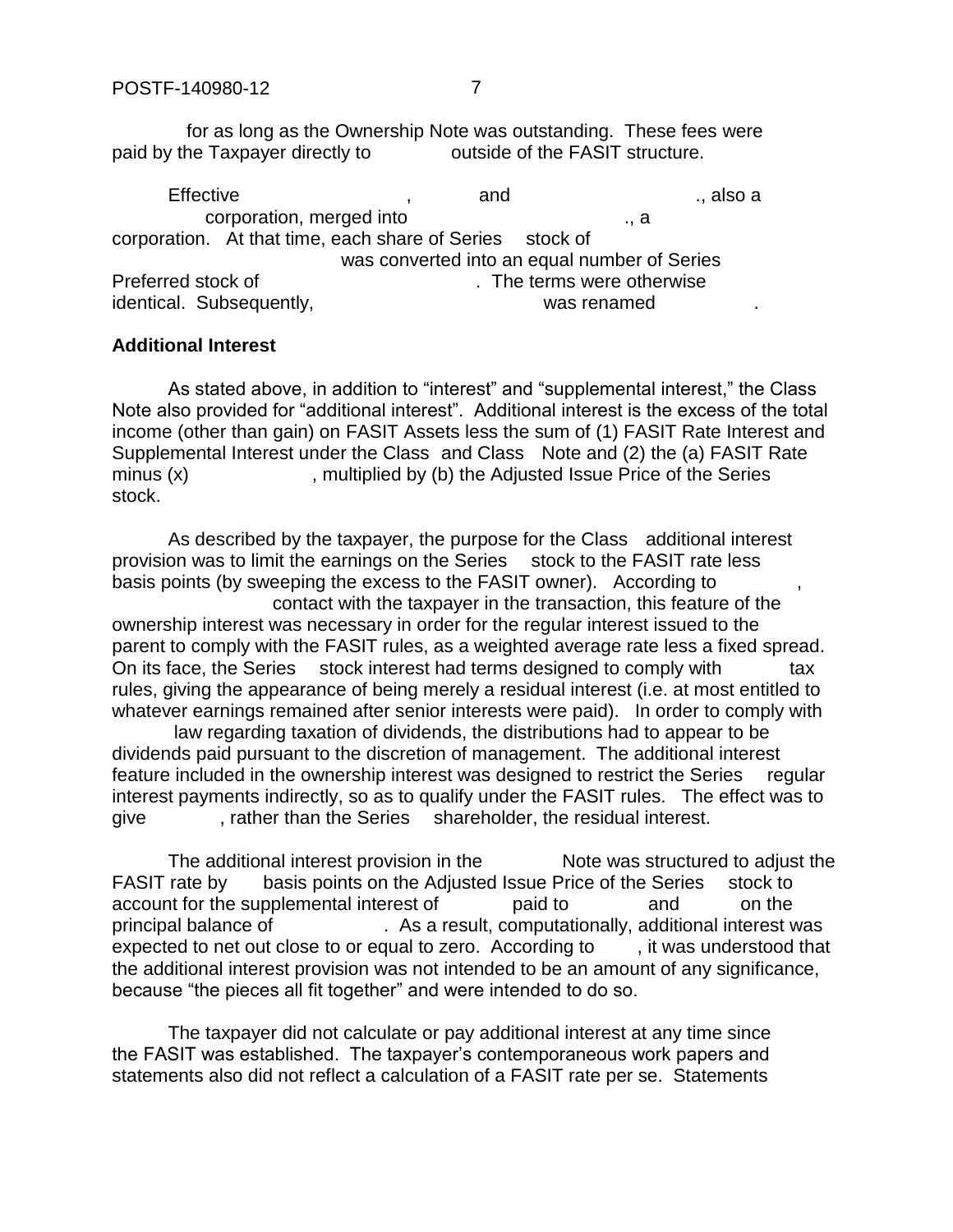for as long as the Ownership Note was outstanding. These fees were paid by the Taxpayer directly to outside of the FASIT structure.

Effective , and ., also a corporation, merged into ., a corporation. At that time, each share of Series stock of was converted into an equal number of Series Preferred stock of . The terms were otherwise identical. Subsequently, was renamed .

**Additional Interest**

As stated above, in addition to "interest" and "supplemental interest," the Class Note also provided for "additional interest". Additional interest is the excess of the total income (other than gain) on FASIT Assets less the sum of (1) FASIT Rate Interest and Supplemental Interest under the Class and Class Note and (2) the (a) FASIT Rate minus (x) , multiplied by (b) the Adjusted Issue Price of the Series stock.

As described by the taxpayer, the purpose for the Class additional interest provision was to limit the earnings on the Series stock to the FASIT rate less basis points (by sweeping the excess to the FASIT owner). According to , contact with the taxpayer in the transaction, this feature of the ownership interest was necessary in order for the regular interest issued to the parent to comply with the FASIT rules, as a weighted average rate less a fixed spread. On its face, the Series stock interest had terms designed to comply with tax rules, giving the appearance of being merely a residual interest (i.e. at most entitled to whatever earnings remained after senior interests were paid). In order to comply with law regarding taxation of dividends, the distributions had to appear to be dividends paid pursuant to the discretion of management. The additional interest feature included in the ownership interest was designed to restrict the Series regular interest payments indirectly, so as to qualify under the FASIT rules. The effect was to give , rather than the Series shareholder, the residual interest.

The additional interest provision in the Note was structured to adjust the FASIT rate by basis points on the Adjusted Issue Price of the Series stock to account for the supplemental interest of paid to and on the principal balance of . As a result, computationally, additional interest was expected to net out close to or equal to zero. According to , it was understood that the additional interest provision was not intended to be an amount of any significance, because "the pieces all fit together" and were intended to do so.

The taxpayer did not calculate or pay additional interest at any time since the FASIT was established. The taxpayer's contemporaneous work papers and statements also did not reflect a calculation of a FASIT rate per se. Statements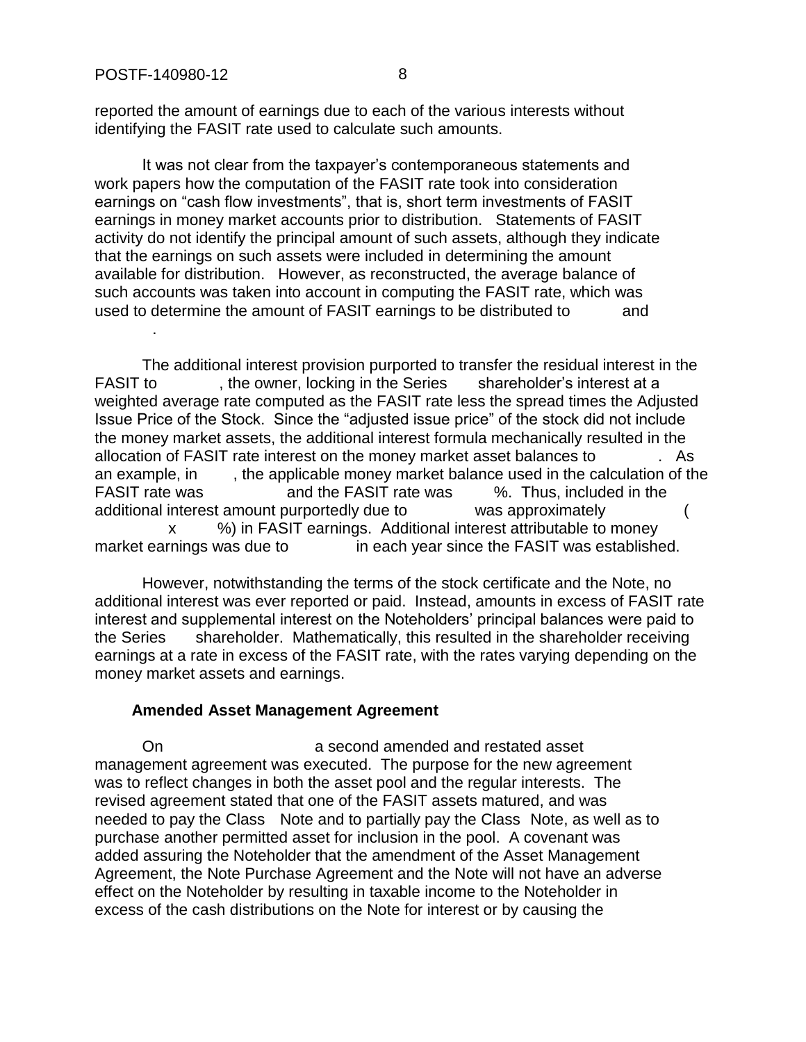reported the amount of earnings due to each of the various interests without identifying the FASIT rate used to calculate such amounts.

It was not clear from the taxpayer's contemporaneous statements and work papers how the computation of the FASIT rate took into consideration earnings on "cash flow investments", that is, short term investments of FASIT earnings in money market accounts prior to distribution. Statements of FASIT activity do not identify the principal amount of such assets, although they indicate that the earnings on such assets were included in determining the amount available for distribution. However, as reconstructed, the average balance of such accounts was taken into account in computing the FASIT rate, which was used to determine the amount of FASIT earnings to be distributed to and .

The additional interest provision purported to transfer the residual interest in the FASIT to , the owner, locking in the Series shareholder's interest at a weighted average rate computed as the FASIT rate less the spread times the Adjusted Issue Price of the Stock. Since the "adjusted issue price" of the stock did not include the money market assets, the additional interest formula mechanically resulted in the allocation of FASIT rate interest on the money market asset balances to . As an example, in , the applicable money market balance used in the calculation of the FASIT rate was and the FASIT rate was %. Thus, included in the additional interest amount purportedly due to was approximately ( x %) in FASIT earnings. Additional interest attributable to money market earnings was due to in each year since the FASIT was established.

However, notwithstanding the terms of the stock certificate and the Note, no additional interest was ever reported or paid. Instead, amounts in excess of FASIT rate interest and supplemental interest on the Noteholders' principal balances were paid to the Series shareholder. Mathematically, this resulted in the shareholder receiving earnings at a rate in excess of the FASIT rate, with the rates varying depending on the money market assets and earnings.

**Amended Asset Management Agreement**

On a second amended and restated asset management agreement was executed. The purpose for the new agreement was to reflect changes in both the asset pool and the regular interests. The revised agreement stated that one of the FASIT assets matured, and was needed to pay the Class Note and to partially pay the Class Note, as well as to purchase another permitted asset for inclusion in the pool. A covenant was added assuring the Noteholder that the amendment of the Asset Management Agreement, the Note Purchase Agreement and the Note will not have an adverse effect on the Noteholder by resulting in taxable income to the Noteholder in excess of the cash distributions on the Note for interest or by causing the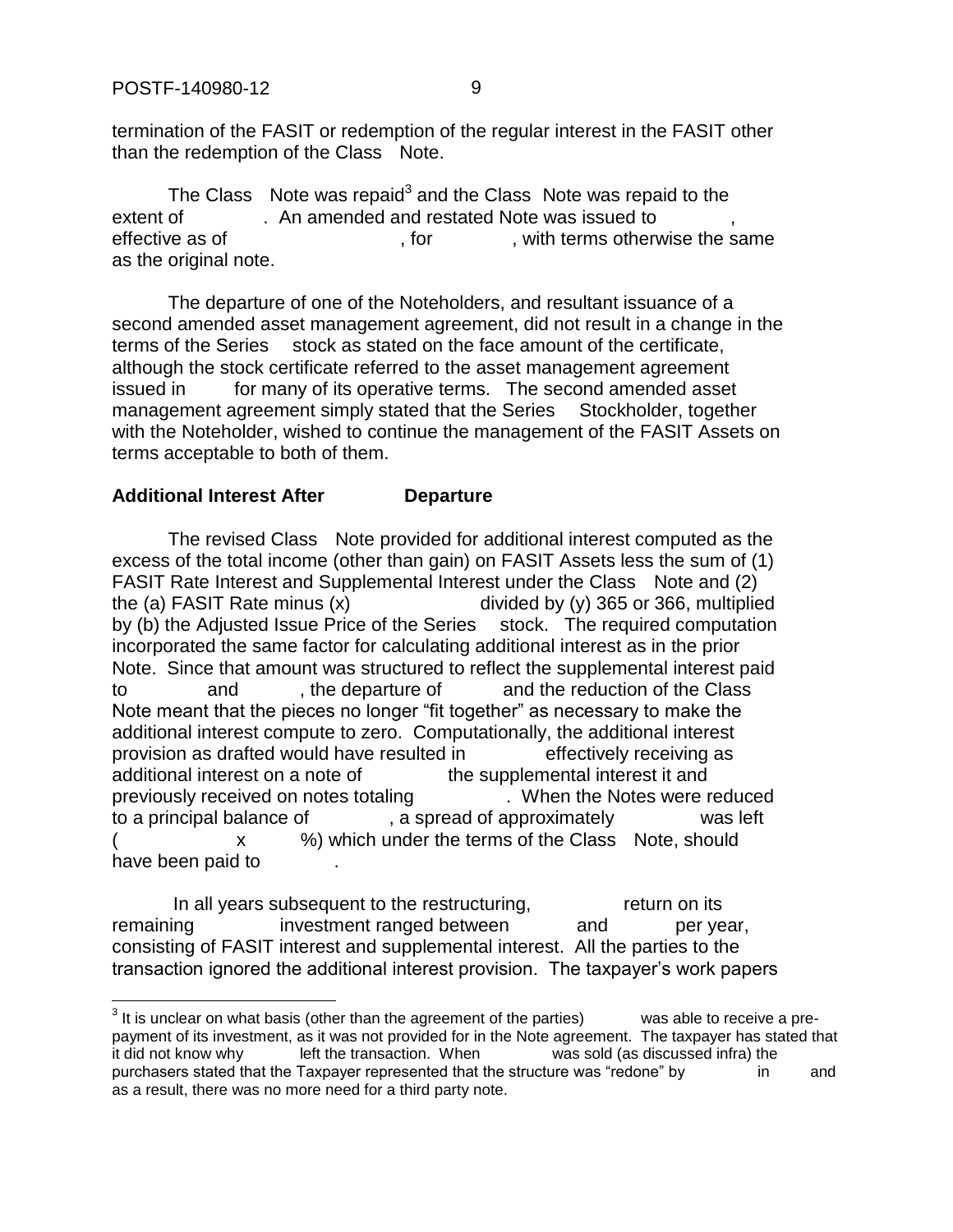termination of the FASIT or redemption of the regular interest in the FASIT other than the redemption of the Class Note.

The Class Note was repaid[3] and the Class Note was repaid to the extent of . An amended and restated Note was issued to , effective as of , for , with terms otherwise the same as the original note.

The departure of one of the Noteholders, and resultant issuance of a second amended asset management agreement, did not result in a change in the terms of the Series stock as stated on the face amount of the certificate, although the stock certificate referred to the asset management agreement issued in for many of its operative terms. The second amended asset management agreement simply stated that the Series Stockholder, together with the Noteholder, wished to continue the management of the FASIT Assets on terms acceptable to both of them.

**Additional Interest After Departure**

The revised Class Note provided for additional interest computed as the excess of the total income (other than gain) on FASIT Assets less the sum of (1) FASIT Rate Interest and Supplemental Interest under the Class Note and (2) the (a) FASIT Rate minus (x) divided by (y) 365 or 366, multiplied by (b) the Adjusted Issue Price of the Series stock. The required computation incorporated the same factor for calculating additional interest as in the prior Note. Since that amount was structured to reflect the supplemental interest paid to and , the departure of and the reduction of the Class Note meant that the pieces no longer "fit together" as necessary to make the additional interest compute to zero. Computationally, the additional interest provision as drafted would have resulted in effectively receiving as additional interest on a note of the supplemental interest it and previously received on notes totaling . When the Notes were reduced to a principal balance of , a spread of approximately was left ( x %) which under the terms of the Class Note, should have been paid to .

In all years subsequent to the restructuring, return on its remaining investment ranged between and per year, consisting of FASIT interest and supplemental interest. All the parties to the transaction ignored the additional interest provision. The taxpayer's work papers

[3] It is unclear on what basis (other than the agreement of the parties) was able to receive a pre-payment of its investment, as it was not provided for in the Note agreement. The taxpayer has stated that it did not know why left the transaction. When was sold (as discussed infra) the purchasers stated that the Taxpayer represented that the structure was "redone" by in and as a result, there was no more need for a third party note.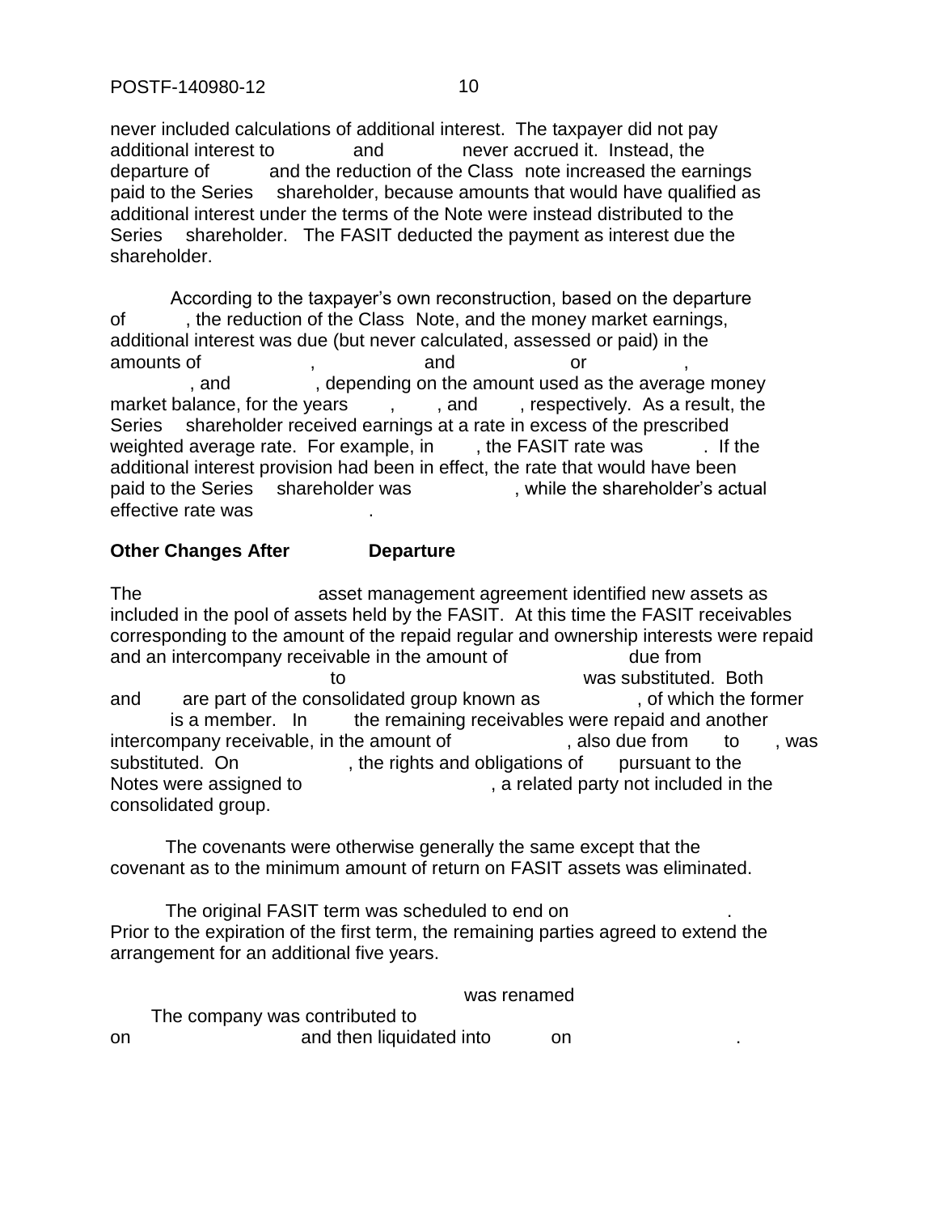never included calculations of additional interest. The taxpayer did not pay additional interest to and never accrued it. Instead, the departure of and the reduction of the Class note increased the earnings paid to the Series shareholder, because amounts that would have qualified as additional interest under the terms of the Note were instead distributed to the Series shareholder. The FASIT deducted the payment as interest due the shareholder.

According to the taxpayer's own reconstruction, based on the departure of , the reduction of the Class Note, and the money market earnings, additional interest was due (but never calculated, assessed or paid) in the amounts of , and or , , and , depending on the amount used as the average money market balance, for the years , , and , respectively. As a result, the Series shareholder received earnings at a rate in excess of the prescribed weighted average rate. For example, in , the FASIT rate was . If the additional interest provision had been in effect, the rate that would have been paid to the Series shareholder was , while the shareholder's actual effective rate was .

**Other Changes After Departure**

The asset management agreement identified new assets as included in the pool of assets held by the FASIT. At this time the FASIT receivables corresponding to the amount of the repaid regular and ownership interests were repaid and an intercompany receivable in the amount of due from to was substituted. Both and are part of the consolidated group known as , of which the former is a member. In the remaining receivables were repaid and another intercompany receivable, in the amount of , also due from to , was substituted. On , the rights and obligations of pursuant to the Notes were assigned to , a related party not included in the consolidated group.

The covenants were otherwise generally the same except that the covenant as to the minimum amount of return on FASIT assets was eliminated.

The original FASIT term was scheduled to end on . Prior to the expiration of the first term, the remaining parties agreed to extend the arrangement for an additional five years.

was renamed . The company was contributed to on and then liquidated into on .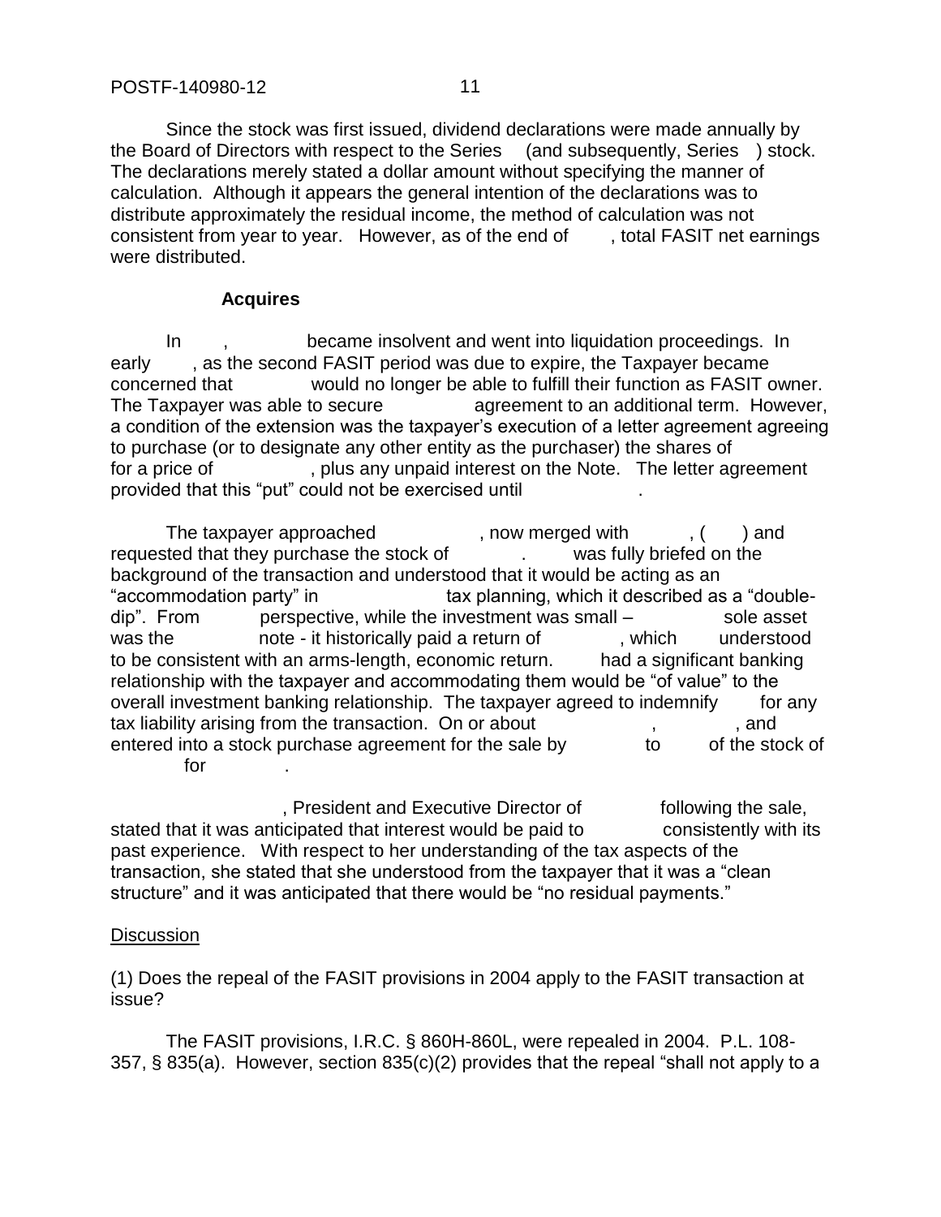Since the stock was first issued, dividend declarations were made annually by the Board of Directors with respect to the Series (and subsequently, Series ) stock. The declarations merely stated a dollar amount without specifying the manner of calculation. Although it appears the general intention of the declarations was to distribute approximately the residual income, the method of calculation was not consistent from year to year. However, as of the end of , total FASIT net earnings were distributed.

**Acquires**

In , became insolvent and went into liquidation proceedings. In early , as the second FASIT period was due to expire, the Taxpayer became concerned that would no longer be able to fulfill their function as FASIT owner. The Taxpayer was able to secure agreement to an additional term. However, a condition of the extension was the taxpayer's execution of a letter agreement agreeing to purchase (or to designate any other entity as the purchaser) the shares of for a price of , plus any unpaid interest on the Note. The letter agreement provided that this "put" could not be exercised until .

The taxpayer approached , now merged with , ( ) and requested that they purchase the stock of . was fully briefed on the background of the transaction and understood that it would be acting as an "accommodation party" in tax planning, which it described as a "double-dip". From perspective, while the investment was small – sole asset was the note - it historically paid a return of , which understood to be consistent with an arms-length, economic return. had a significant banking relationship with the taxpayer and accommodating them would be "of value" to the overall investment banking relationship. The taxpayer agreed to indemnify for any tax liability arising from the transaction. On or about , , and entered into a stock purchase agreement for the sale by to of the stock of for .

, President and Executive Director of following the sale, stated that it was anticipated that interest would be paid to consistently with its past experience. With respect to her understanding of the tax aspects of the transaction, she stated that she understood from the taxpayer that it was a "clean structure" and it was anticipated that there would be "no residual payments."

Discussion

(1) Does the repeal of the FASIT provisions in 2004 apply to the FASIT transaction at issue?

The FASIT provisions, I.R.C. § 860H-860L, were repealed in 2004. P.L. 108-357, § 835(a). However, section 835(c)(2) provides that the repeal "shall not apply to a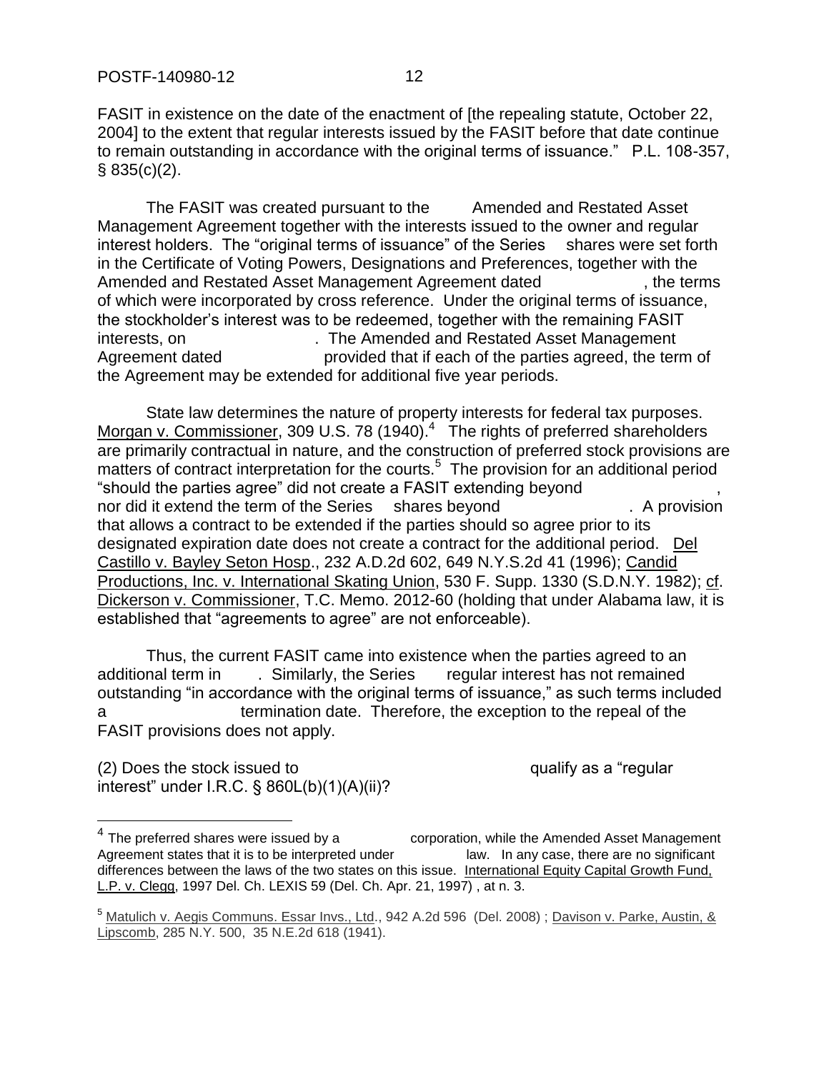FASIT in existence on the date of the enactment of [the repealing statute, October 22, 2004] to the extent that regular interests issued by the FASIT before that date continue to remain outstanding in accordance with the original terms of issuance." P.L. 108-357, § 835(c)(2).

The FASIT was created pursuant to the Amended and Restated Asset Management Agreement together with the interests issued to the owner and regular interest holders. The "original terms of issuance" of the Series shares were set forth in the Certificate of Voting Powers, Designations and Preferences, together with the Amended and Restated Asset Management Agreement dated , the terms of which were incorporated by cross reference. Under the original terms of issuance, the stockholder's interest was to be redeemed, together with the remaining FASIT interests, on . The Amended and Restated Asset Management Agreement dated provided that if each of the parties agreed, the term of the Agreement may be extended for additional five year periods.

State law determines the nature of property interests for federal tax purposes. Morgan v. Commissioner, 309 U.S. 78 (1940).[4] The rights of preferred shareholders are primarily contractual in nature, and the construction of preferred stock provisions are matters of contract interpretation for the courts.[5] The provision for an additional period "should the parties agree" did not create a FASIT extending beyond , nor did it extend the term of the Series shares beyond . A provision that allows a contract to be extended if the parties should so agree prior to its designated expiration date does not create a contract for the additional period. Del Castillo v. Bayley Seton Hosp., 232 A.D.2d 602, 649 N.Y.S.2d 41 (1996); Candid Productions, Inc. v. International Skating Union, 530 F. Supp. 1330 (S.D.N.Y. 1982); cf. Dickerson v. Commissioner, T.C. Memo. 2012-60 (holding that under Alabama law, it is established that "agreements to agree" are not enforceable).

Thus, the current FASIT came into existence when the parties agreed to an additional term in . Similarly, the Series regular interest has not remained outstanding "in accordance with the original terms of issuance," as such terms included a termination date. Therefore, the exception to the repeal of the FASIT provisions does not apply.

(2) Does the stock issued to qualify as a "regular interest" under I.R.C. § 860L(b)(1)(A)(ii)?

---

[4] The preferred shares were issued by a corporation, while the Amended Asset Management Agreement states that it is to be interpreted under law. In any case, there are no significant differences between the laws of the two states on this issue. International Equity Capital Growth Fund, L.P. v. Clegg, 1997 Del. Ch. LEXIS 59 (Del. Ch. Apr. 21, 1997) , at n. 3.

[5] Matulich v. Aegis Communs. Essar Invs., Ltd., 942 A.2d 596 (Del. 2008) ; Davison v. Parke, Austin, & Lipscomb, 285 N.Y. 500, 35 N.E.2d 618 (1941).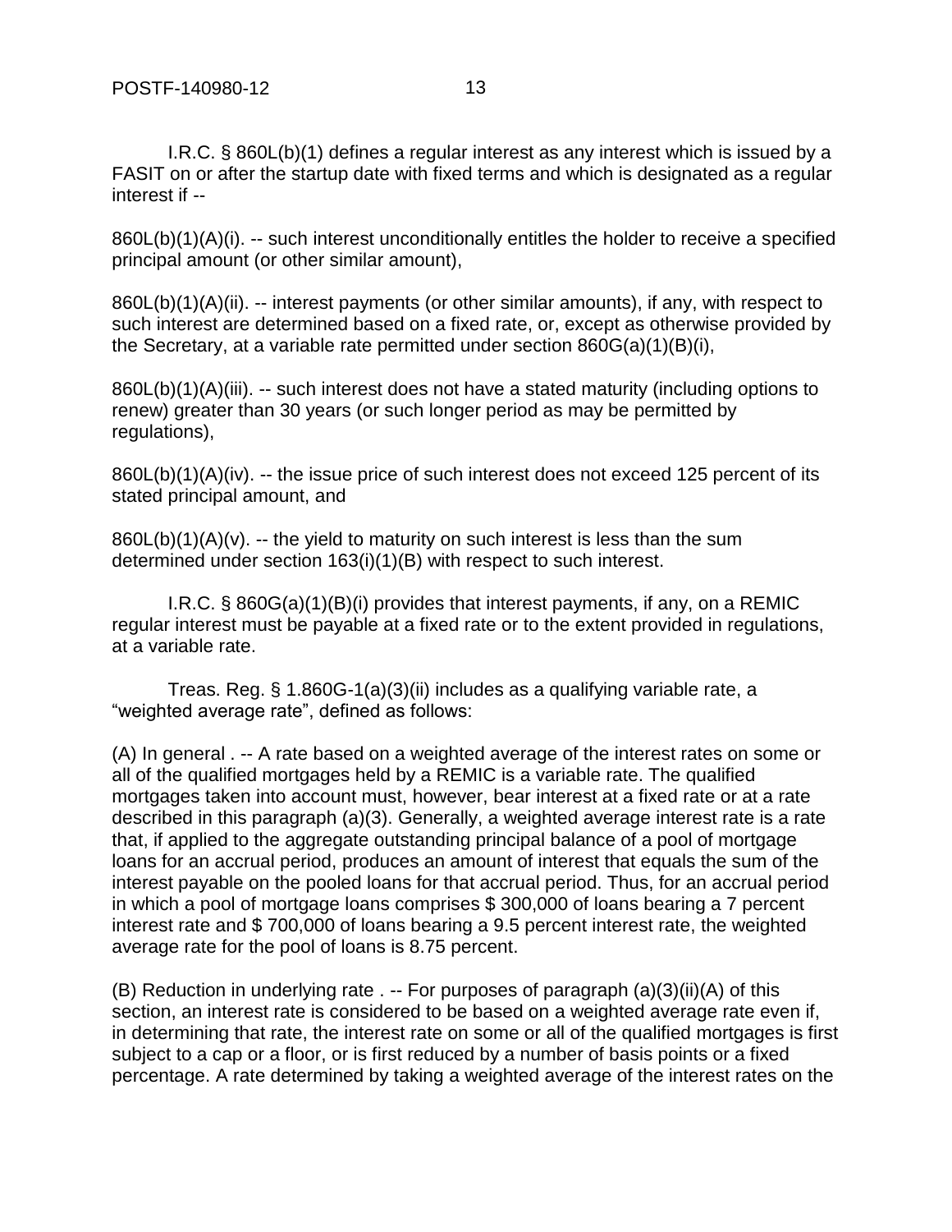I.R.C. § 860L(b)(1) defines a regular interest as any interest which is issued by a FASIT on or after the startup date with fixed terms and which is designated as a regular interest if --

860L(b)(1)(A)(i). -- such interest unconditionally entitles the holder to receive a specified principal amount (or other similar amount),

860L(b)(1)(A)(ii). -- interest payments (or other similar amounts), if any, with respect to such interest are determined based on a fixed rate, or, except as otherwise provided by the Secretary, at a variable rate permitted under section 860G(a)(1)(B)(i),

860L(b)(1)(A)(iii). -- such interest does not have a stated maturity (including options to renew) greater than 30 years (or such longer period as may be permitted by regulations),

860L(b)(1)(A)(iv). -- the issue price of such interest does not exceed 125 percent of its stated principal amount, and

860L(b)(1)(A)(v). -- the yield to maturity on such interest is less than the sum determined under section 163(i)(1)(B) with respect to such interest.

I.R.C. § 860G(a)(1)(B)(i) provides that interest payments, if any, on a REMIC regular interest must be payable at a fixed rate or to the extent provided in regulations, at a variable rate.

Treas. Reg. § 1.860G-1(a)(3)(ii) includes as a qualifying variable rate, a "weighted average rate", defined as follows:

(A) In general . -- A rate based on a weighted average of the interest rates on some or all of the qualified mortgages held by a REMIC is a variable rate. The qualified mortgages taken into account must, however, bear interest at a fixed rate or at a rate described in this paragraph (a)(3). Generally, a weighted average interest rate is a rate that, if applied to the aggregate outstanding principal balance of a pool of mortgage loans for an accrual period, produces an amount of interest that equals the sum of the interest payable on the pooled loans for that accrual period. Thus, for an accrual period in which a pool of mortgage loans comprises $ 300,000 of loans bearing a 7 percent interest rate and $ 700,000 of loans bearing a 9.5 percent interest rate, the weighted average rate for the pool of loans is 8.75 percent.

(B) Reduction in underlying rate . -- For purposes of paragraph (a)(3)(ii)(A) of this section, an interest rate is considered to be based on a weighted average rate even if, in determining that rate, the interest rate on some or all of the qualified mortgages is first subject to a cap or a floor, or is first reduced by a number of basis points or a fixed percentage. A rate determined by taking a weighted average of the interest rates on the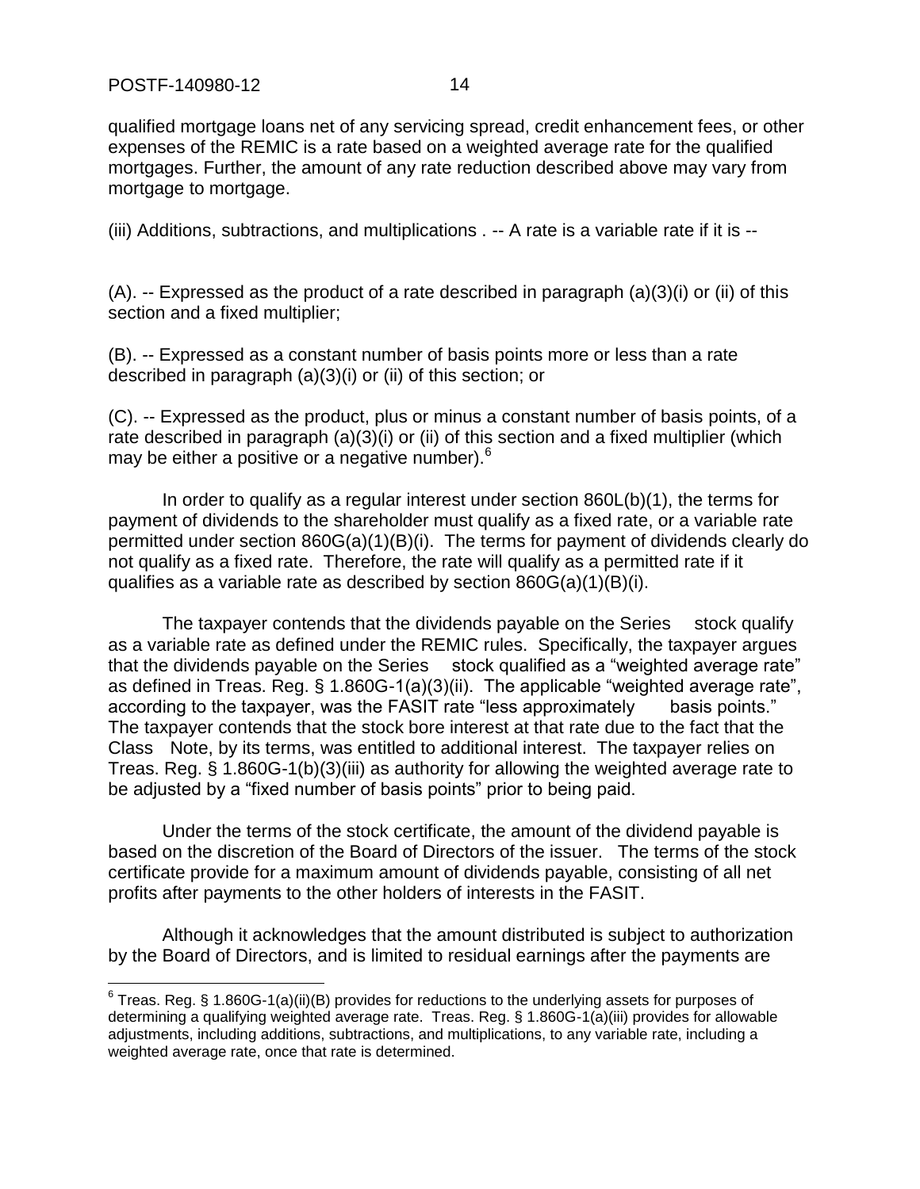qualified mortgage loans net of any servicing spread, credit enhancement fees, or other expenses of the REMIC is a rate based on a weighted average rate for the qualified mortgages. Further, the amount of any rate reduction described above may vary from mortgage to mortgage.

(iii) Additions, subtractions, and multiplications . -- A rate is a variable rate if it is --

(A). -- Expressed as the product of a rate described in paragraph (a)(3)(i) or (ii) of this section and a fixed multiplier;

(B). -- Expressed as a constant number of basis points more or less than a rate described in paragraph (a)(3)(i) or (ii) of this section; or

(C). -- Expressed as the product, plus or minus a constant number of basis points, of a rate described in paragraph (a)(3)(i) or (ii) of this section and a fixed multiplier (which may be either a positive or a negative number).[6]

In order to qualify as a regular interest under section 860L(b)(1), the terms for payment of dividends to the shareholder must qualify as a fixed rate, or a variable rate permitted under section 860G(a)(1)(B)(i). The terms for payment of dividends clearly do not qualify as a fixed rate. Therefore, the rate will qualify as a permitted rate if it qualifies as a variable rate as described by section 860G(a)(1)(B)(i).

The taxpayer contends that the dividends payable on the Series stock qualify as a variable rate as defined under the REMIC rules. Specifically, the taxpayer argues that the dividends payable on the Series stock qualified as a "weighted average rate" as defined in Treas. Reg. § 1.860G-1(a)(3)(ii). The applicable "weighted average rate", according to the taxpayer, was the FASIT rate "less approximately basis points." The taxpayer contends that the stock bore interest at that rate due to the fact that the Class Note, by its terms, was entitled to additional interest. The taxpayer relies on Treas. Reg. § 1.860G-1(b)(3)(iii) as authority for allowing the weighted average rate to be adjusted by a "fixed number of basis points" prior to being paid.

Under the terms of the stock certificate, the amount of the dividend payable is based on the discretion of the Board of Directors of the issuer. The terms of the stock certificate provide for a maximum amount of dividends payable, consisting of all net profits after payments to the other holders of interests in the FASIT.

Although it acknowledges that the amount distributed is subject to authorization by the Board of Directors, and is limited to residual earnings after the payments are

---

[6] Treas. Reg. § 1.860G-1(a)(ii)(B) provides for reductions to the underlying assets for purposes of determining a qualifying weighted average rate. Treas. Reg. § 1.860G-1(a)(iii) provides for allowable adjustments, including additions, subtractions, and multiplications, to any variable rate, including a weighted average rate, once that rate is determined.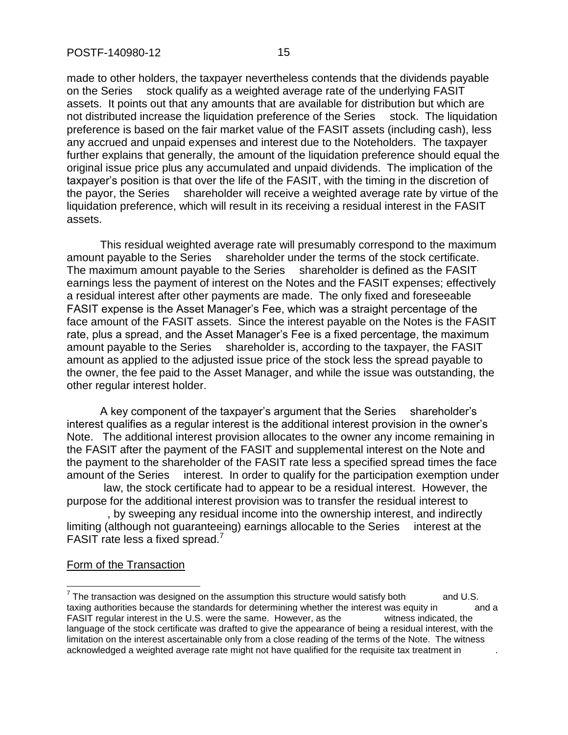made to other holders, the taxpayer nevertheless contends that the dividends payable on the Series stock qualify as a weighted average rate of the underlying FASIT assets. It points out that any amounts that are available for distribution but which are not distributed increase the liquidation preference of the Series stock. The liquidation preference is based on the fair market value of the FASIT assets (including cash), less any accrued and unpaid expenses and interest due to the Noteholders. The taxpayer further explains that generally, the amount of the liquidation preference should equal the original issue price plus any accumulated and unpaid dividends. The implication of the taxpayer's position is that over the life of the FASIT, with the timing in the discretion of the payor, the Series shareholder will receive a weighted average rate by virtue of the liquidation preference, which will result in its receiving a residual interest in the FASIT assets.

This residual weighted average rate will presumably correspond to the maximum amount payable to the Series shareholder under the terms of the stock certificate. The maximum amount payable to the Series shareholder is defined as the FASIT earnings less the payment of interest on the Notes and the FASIT expenses; effectively a residual interest after other payments are made. The only fixed and foreseeable FASIT expense is the Asset Manager's Fee, which was a straight percentage of the face amount of the FASIT assets. Since the interest payable on the Notes is the FASIT rate, plus a spread, and the Asset Manager's Fee is a fixed percentage, the maximum amount payable to the Series shareholder is, according to the taxpayer, the FASIT amount as applied to the adjusted issue price of the stock less the spread payable to the owner, the fee paid to the Asset Manager, and while the issue was outstanding, the other regular interest holder.

A key component of the taxpayer's argument that the Series shareholder's interest qualifies as a regular interest is the additional interest provision in the owner's Note. The additional interest provision allocates to the owner any income remaining in the FASIT after the payment of the FASIT and supplemental interest on the Note and the payment to the shareholder of the FASIT rate less a specified spread times the face amount of the Series interest. In order to qualify for the participation exemption under law, the stock certificate had to appear to be a residual interest. However, the purpose for the additional interest provision was to transfer the residual interest to , by sweeping any residual income into the ownership interest, and indirectly limiting (although not guaranteeing) earnings allocable to the Series interest at the FASIT rate less a fixed spread.[7]

Form of the Transaction

[7] The transaction was designed on the assumption this structure would satisfy both and U.S. taxing authorities because the standards for determining whether the interest was equity in and a FASIT regular interest in the U.S. were the same. However, as the witness indicated, the language of the stock certificate was drafted to give the appearance of being a residual interest, with the limitation on the interest ascertainable only from a close reading of the terms of the Note. The witness acknowledged a weighted average rate might not have qualified for the requisite tax treatment in .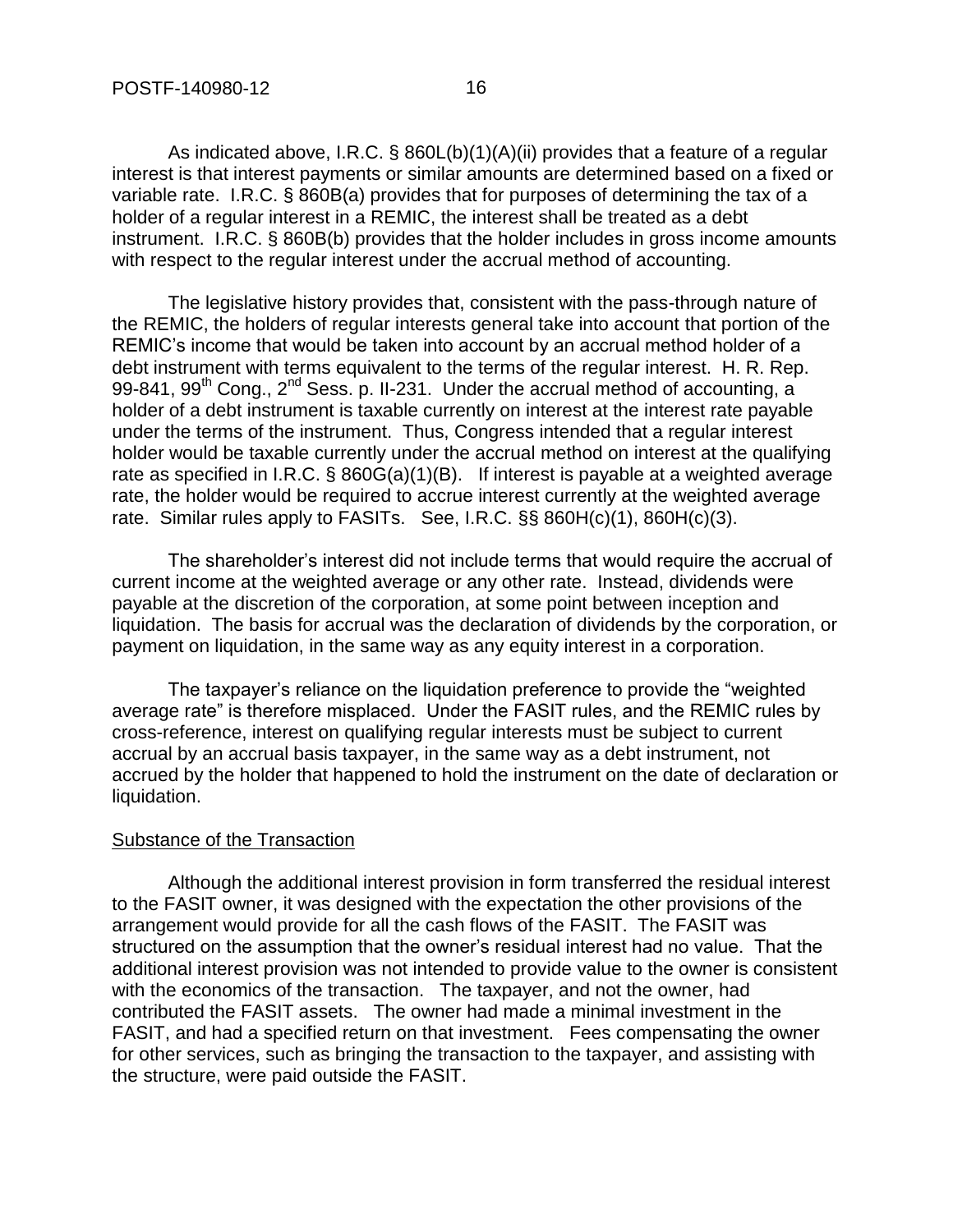As indicated above, I.R.C. § 860L(b)(1)(A)(ii) provides that a feature of a regular interest is that interest payments or similar amounts are determined based on a fixed or variable rate. I.R.C. § 860B(a) provides that for purposes of determining the tax of a holder of a regular interest in a REMIC, the interest shall be treated as a debt instrument. I.R.C. § 860B(b) provides that the holder includes in gross income amounts with respect to the regular interest under the accrual method of accounting.

The legislative history provides that, consistent with the pass-through nature of the REMIC, the holders of regular interests general take into account that portion of the REMIC's income that would be taken into account by an accrual method holder of a debt instrument with terms equivalent to the terms of the regular interest. H. R. Rep. 99-841, 99th Cong., 2nd Sess. p. II-231. Under the accrual method of accounting, a holder of a debt instrument is taxable currently on interest at the interest rate payable under the terms of the instrument. Thus, Congress intended that a regular interest holder would be taxable currently under the accrual method on interest at the qualifying rate as specified in I.R.C. § 860G(a)(1)(B). If interest is payable at a weighted average rate, the holder would be required to accrue interest currently at the weighted average rate. Similar rules apply to FASITs. See, I.R.C. §§ 860H(c)(1), 860H(c)(3).

The shareholder's interest did not include terms that would require the accrual of current income at the weighted average or any other rate. Instead, dividends were payable at the discretion of the corporation, at some point between inception and liquidation. The basis for accrual was the declaration of dividends by the corporation, or payment on liquidation, in the same way as any equity interest in a corporation.

The taxpayer's reliance on the liquidation preference to provide the "weighted average rate" is therefore misplaced. Under the FASIT rules, and the REMIC rules by cross-reference, interest on qualifying regular interests must be subject to current accrual by an accrual basis taxpayer, in the same way as a debt instrument, not accrued by the holder that happened to hold the instrument on the date of declaration or liquidation.

Substance of the Transaction

Although the additional interest provision in form transferred the residual interest to the FASIT owner, it was designed with the expectation the other provisions of the arrangement would provide for all the cash flows of the FASIT. The FASIT was structured on the assumption that the owner's residual interest had no value. That the additional interest provision was not intended to provide value to the owner is consistent with the economics of the transaction. The taxpayer, and not the owner, had contributed the FASIT assets. The owner had made a minimal investment in the FASIT, and had a specified return on that investment. Fees compensating the owner for other services, such as bringing the transaction to the taxpayer, and assisting with the structure, were paid outside the FASIT.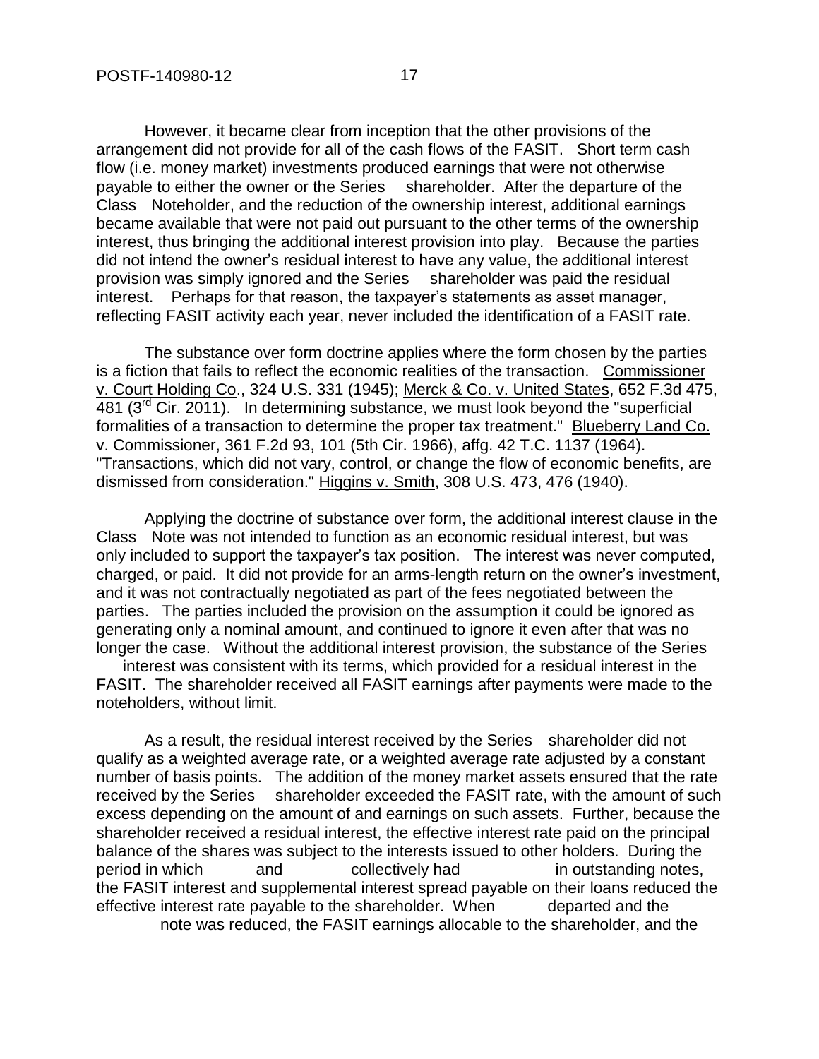However, it became clear from inception that the other provisions of the arrangement did not provide for all of the cash flows of the FASIT. Short term cash flow (i.e. money market) investments produced earnings that were not otherwise payable to either the owner or the Series shareholder. After the departure of the Class Noteholder, and the reduction of the ownership interest, additional earnings became available that were not paid out pursuant to the other terms of the ownership interest, thus bringing the additional interest provision into play. Because the parties did not intend the owner's residual interest to have any value, the additional interest provision was simply ignored and the Series shareholder was paid the residual interest. Perhaps for that reason, the taxpayer's statements as asset manager, reflecting FASIT activity each year, never included the identification of a FASIT rate.

The substance over form doctrine applies where the form chosen by the parties is a fiction that fails to reflect the economic realities of the transaction. Commissioner v. Court Holding Co., 324 U.S. 331 (1945); Merck & Co. v. United States, 652 F.3d 475, 481 (3rd Cir. 2011). In determining substance, we must look beyond the "superficial formalities of a transaction to determine the proper tax treatment." Blueberry Land Co. v. Commissioner, 361 F.2d 93, 101 (5th Cir. 1966), affg. 42 T.C. 1137 (1964). "Transactions, which did not vary, control, or change the flow of economic benefits, are dismissed from consideration." Higgins v. Smith, 308 U.S. 473, 476 (1940).

Applying the doctrine of substance over form, the additional interest clause in the Class Note was not intended to function as an economic residual interest, but was only included to support the taxpayer's tax position. The interest was never computed, charged, or paid. It did not provide for an arms-length return on the owner's investment, and it was not contractually negotiated as part of the fees negotiated between the parties. The parties included the provision on the assumption it could be ignored as generating only a nominal amount, and continued to ignore it even after that was no longer the case. Without the additional interest provision, the substance of the Series interest was consistent with its terms, which provided for a residual interest in the FASIT. The shareholder received all FASIT earnings after payments were made to the noteholders, without limit.

As a result, the residual interest received by the Series shareholder did not qualify as a weighted average rate, or a weighted average rate adjusted by a constant number of basis points. The addition of the money market assets ensured that the rate received by the Series shareholder exceeded the FASIT rate, with the amount of such excess depending on the amount of and earnings on such assets. Further, because the shareholder received a residual interest, the effective interest rate paid on the principal balance of the shares was subject to the interests issued to other holders. During the period in which and collectively had in outstanding notes, the FASIT interest and supplemental interest spread payable on their loans reduced the effective interest rate payable to the shareholder. When departed and the note was reduced, the FASIT earnings allocable to the shareholder, and the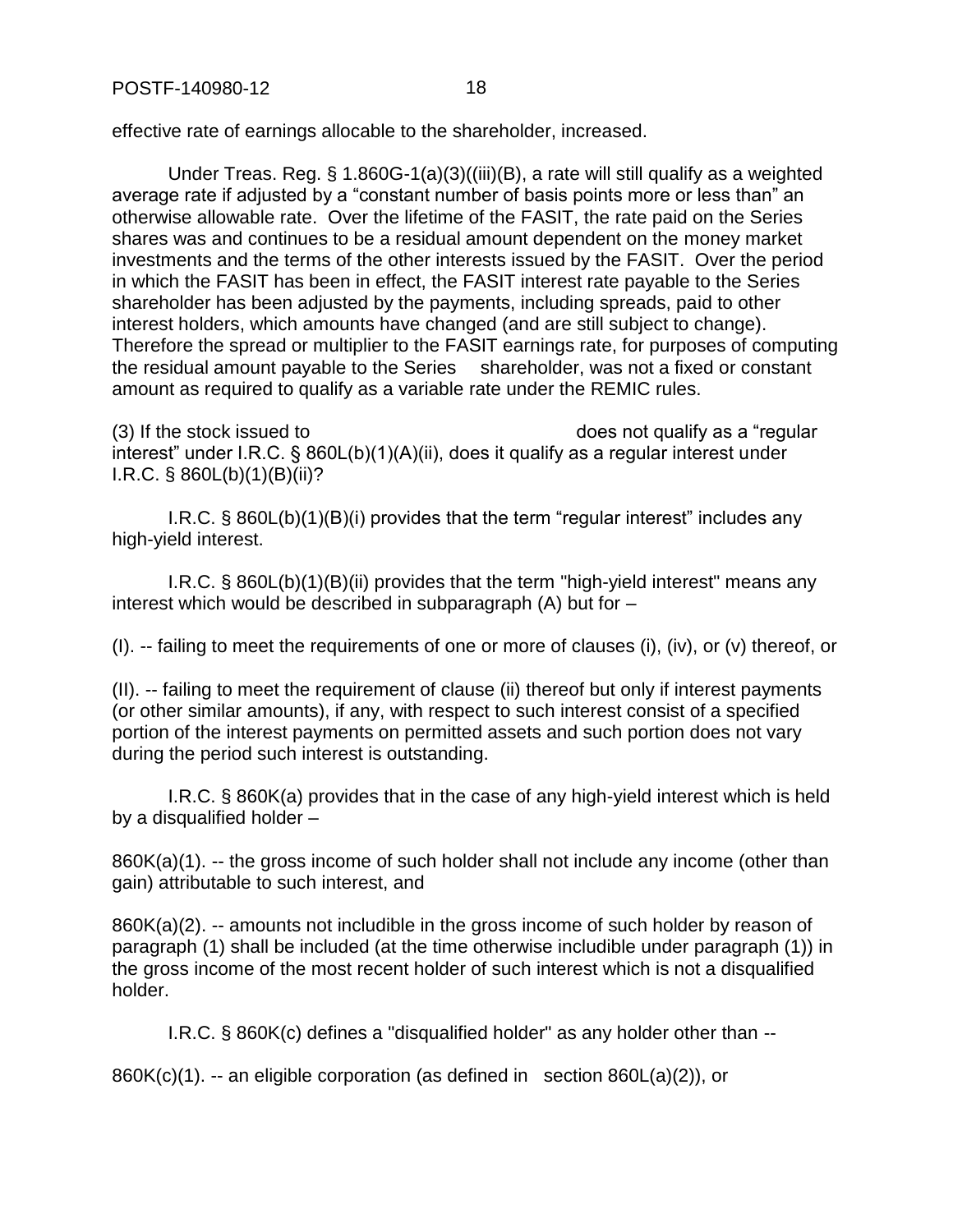effective rate of earnings allocable to the shareholder, increased.

Under Treas. Reg. § 1.860G-1(a)(3)((iii)(B), a rate will still qualify as a weighted average rate if adjusted by a "constant number of basis points more or less than" an otherwise allowable rate. Over the lifetime of the FASIT, the rate paid on the Series shares was and continues to be a residual amount dependent on the money market investments and the terms of the other interests issued by the FASIT. Over the period in which the FASIT has been in effect, the FASIT interest rate payable to the Series shareholder has been adjusted by the payments, including spreads, paid to other interest holders, which amounts have changed (and are still subject to change). Therefore the spread or multiplier to the FASIT earnings rate, for purposes of computing the residual amount payable to the Series shareholder, was not a fixed or constant amount as required to qualify as a variable rate under the REMIC rules.

(3) If the stock issued to does not qualify as a "regular interest" under I.R.C. § 860L(b)(1)(A)(ii), does it qualify as a regular interest under I.R.C. § 860L(b)(1)(B)(ii)?

I.R.C. § 860L(b)(1)(B)(i) provides that the term "regular interest" includes any high-yield interest.

I.R.C. § 860L(b)(1)(B)(ii) provides that the term "high-yield interest" means any interest which would be described in subparagraph (A) but for –

(I). -- failing to meet the requirements of one or more of clauses (i), (iv), or (v) thereof, or

(II). -- failing to meet the requirement of clause (ii) thereof but only if interest payments (or other similar amounts), if any, with respect to such interest consist of a specified portion of the interest payments on permitted assets and such portion does not vary during the period such interest is outstanding.

I.R.C. § 860K(a) provides that in the case of any high-yield interest which is held by a disqualified holder –

860K(a)(1). -- the gross income of such holder shall not include any income (other than gain) attributable to such interest, and

860K(a)(2). -- amounts not includible in the gross income of such holder by reason of paragraph (1) shall be included (at the time otherwise includible under paragraph (1)) in the gross income of the most recent holder of such interest which is not a disqualified holder.

I.R.C. § 860K(c) defines a "disqualified holder" as any holder other than --

860K(c)(1). -- an eligible corporation (as defined in section 860L(a)(2)), or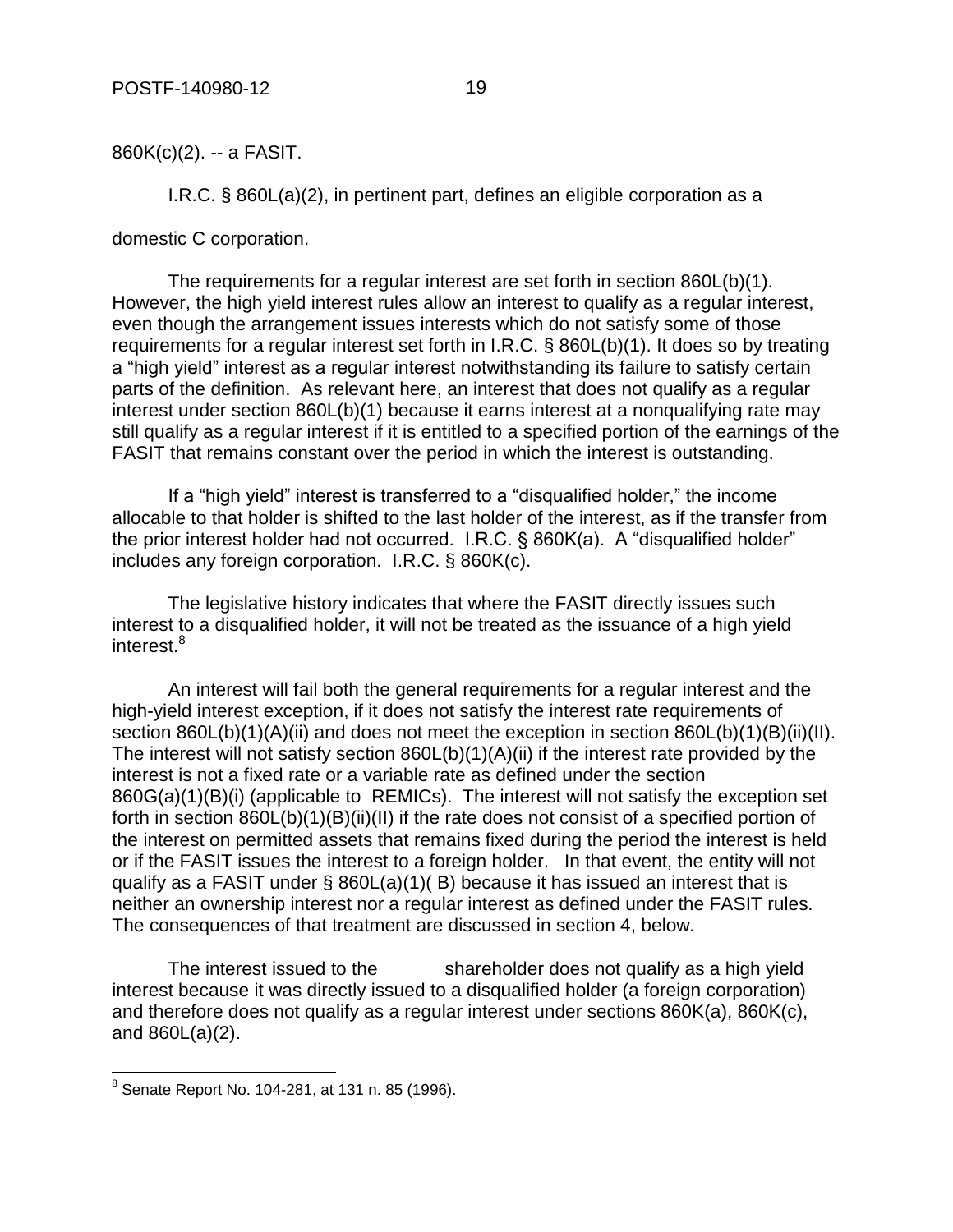860K(c)(2). -- a FASIT.

I.R.C. § 860L(a)(2), in pertinent part, defines an eligible corporation as a

domestic C corporation.

The requirements for a regular interest are set forth in section 860L(b)(1). However, the high yield interest rules allow an interest to qualify as a regular interest, even though the arrangement issues interests which do not satisfy some of those requirements for a regular interest set forth in I.R.C. § 860L(b)(1). It does so by treating a "high yield" interest as a regular interest notwithstanding its failure to satisfy certain parts of the definition. As relevant here, an interest that does not qualify as a regular interest under section 860L(b)(1) because it earns interest at a nonqualifying rate may still qualify as a regular interest if it is entitled to a specified portion of the earnings of the FASIT that remains constant over the period in which the interest is outstanding.

If a "high yield" interest is transferred to a "disqualified holder," the income allocable to that holder is shifted to the last holder of the interest, as if the transfer from the prior interest holder had not occurred. I.R.C. § 860K(a). A "disqualified holder" includes any foreign corporation. I.R.C. § 860K(c).

The legislative history indicates that where the FASIT directly issues such interest to a disqualified holder, it will not be treated as the issuance of a high yield interest.[8]

An interest will fail both the general requirements for a regular interest and the high-yield interest exception, if it does not satisfy the interest rate requirements of section 860L(b)(1)(A)(ii) and does not meet the exception in section 860L(b)(1)(B)(ii)(II). The interest will not satisfy section 860L(b)(1)(A)(ii) if the interest rate provided by the interest is not a fixed rate or a variable rate as defined under the section 860G(a)(1)(B)(i) (applicable to REMICs). The interest will not satisfy the exception set forth in section 860L(b)(1)(B)(ii)(II) if the rate does not consist of a specified portion of the interest on permitted assets that remains fixed during the period the interest is held or if the FASIT issues the interest to a foreign holder. In that event, the entity will not qualify as a FASIT under § 860L(a)(1)( B) because it has issued an interest that is neither an ownership interest nor a regular interest as defined under the FASIT rules. The consequences of that treatment are discussed in section 4, below.

The interest issued to the shareholder does not qualify as a high yield interest because it was directly issued to a disqualified holder (a foreign corporation) and therefore does not qualify as a regular interest under sections 860K(a), 860K(c), and 860L(a)(2).

---

[8] Senate Report No. 104-281, at 131 n. 85 (1996).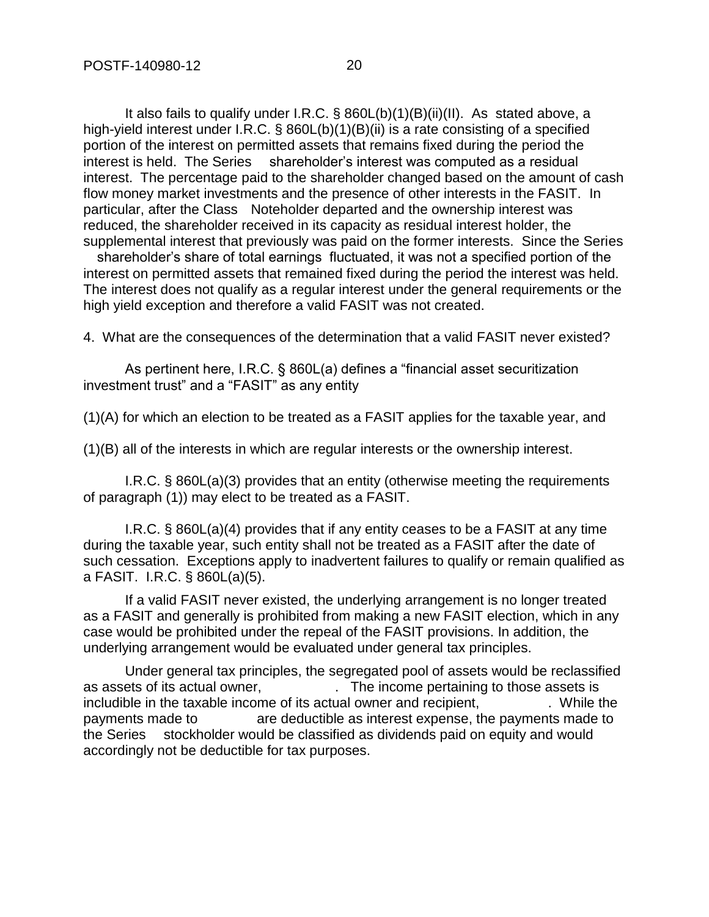It also fails to qualify under I.R.C. § 860L(b)(1)(B)(ii)(II). As stated above, a high-yield interest under I.R.C. § 860L(b)(1)(B)(ii) is a rate consisting of a specified portion of the interest on permitted assets that remains fixed during the period the interest is held. The Series shareholder's interest was computed as a residual interest. The percentage paid to the shareholder changed based on the amount of cash flow money market investments and the presence of other interests in the FASIT. In particular, after the Class Noteholder departed and the ownership interest was reduced, the shareholder received in its capacity as residual interest holder, the supplemental interest that previously was paid on the former interests. Since the Series shareholder's share of total earnings fluctuated, it was not a specified portion of the interest on permitted assets that remained fixed during the period the interest was held. The interest does not qualify as a regular interest under the general requirements or the high yield exception and therefore a valid FASIT was not created.

4. What are the consequences of the determination that a valid FASIT never existed?

As pertinent here, I.R.C. § 860L(a) defines a "financial asset securitization investment trust" and a "FASIT" as any entity

(1)(A) for which an election to be treated as a FASIT applies for the taxable year, and

(1)(B) all of the interests in which are regular interests or the ownership interest.

I.R.C. § 860L(a)(3) provides that an entity (otherwise meeting the requirements of paragraph (1)) may elect to be treated as a FASIT.

I.R.C. § 860L(a)(4) provides that if any entity ceases to be a FASIT at any time during the taxable year, such entity shall not be treated as a FASIT after the date of such cessation. Exceptions apply to inadvertent failures to qualify or remain qualified as a FASIT. I.R.C. § 860L(a)(5).

If a valid FASIT never existed, the underlying arrangement is no longer treated as a FASIT and generally is prohibited from making a new FASIT election, which in any case would be prohibited under the repeal of the FASIT provisions. In addition, the underlying arrangement would be evaluated under general tax principles.

Under general tax principles, the segregated pool of assets would be reclassified as assets of its actual owner, . The income pertaining to those assets is includible in the taxable income of its actual owner and recipient, . While the payments made to are deductible as interest expense, the payments made to the Series stockholder would be classified as dividends paid on equity and would accordingly not be deductible for tax purposes.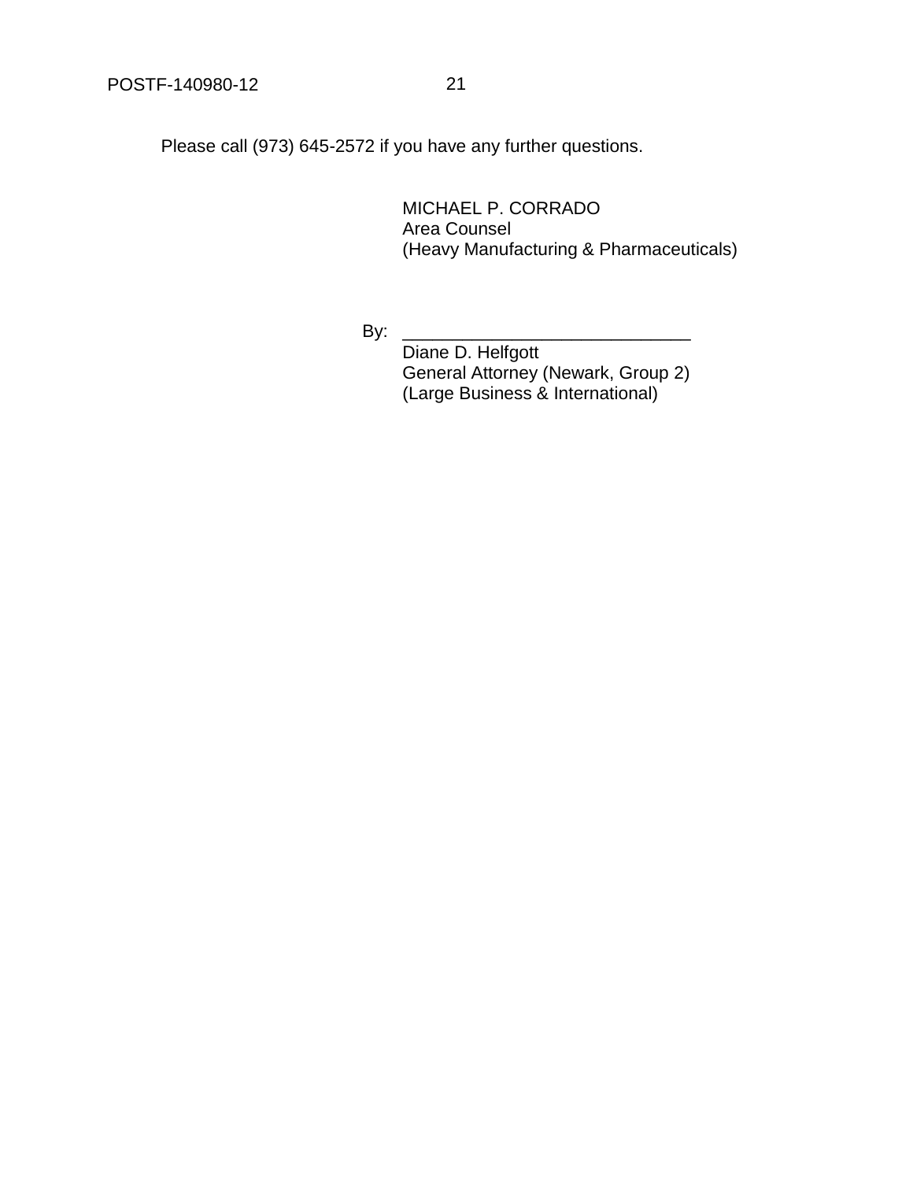Please call (973) 645-2572 if you have any further questions.

MICHAEL P. CORRADO
Area Counsel
(Heavy Manufacturing & Pharmaceuticals)

By: _____________________________
Diane D. Helfgott
General Attorney (Newark, Group 2)
(Large Business & International)